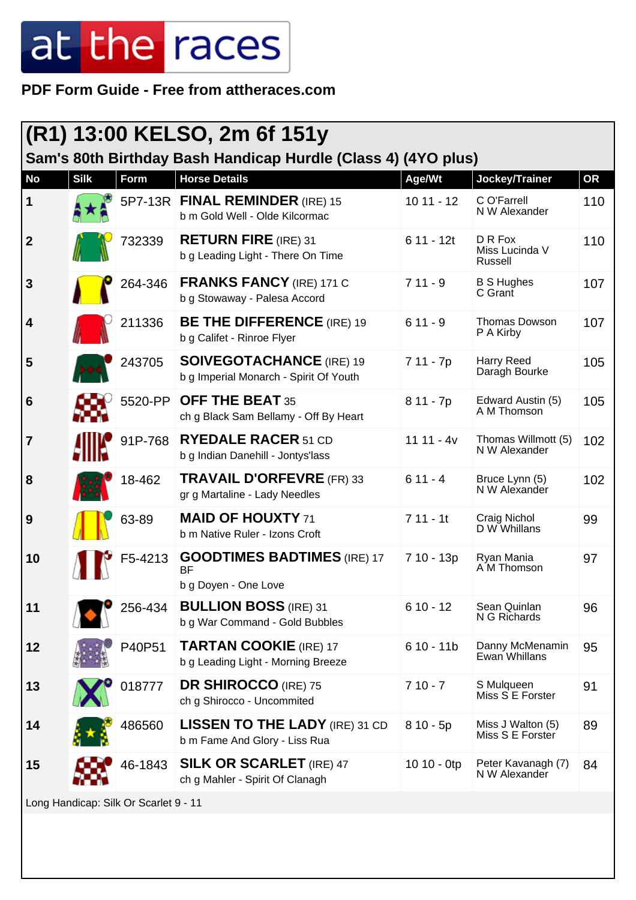at the races

**PDF Form Guide - Free from attheraces.com**

## (R1) 13:00 KELSO, 2m 6f 151y

### Sam's 80th Birthday Bash Handicap Hurdle (Class 4) (4YO plus)

| No | Silk | Form | Horse Details | Age/Wt | Jockey/Trainer | OR |
|---|---|---|---|---|---|---|
| 1 | | 5P7-13R | **FINAL REMINDER** (IRE) 15<br>b m Gold Well - Olde Kilcormac | 10 11 - 12 | C O'Farrell<br>N W Alexander | 110 |
| 2 | | 732339 | **RETURN FIRE** (IRE) 31<br>b g Leading Light - There On Time | 6 11 - 12t | D R Fox<br>Miss Lucinda V Russell | 110 |
| 3 | | 264-346 | **FRANKS FANCY** (IRE) 171 C<br>b g Stowaway - Palesa Accord | 7 11 - 9 | B S Hughes<br>C Grant | 107 |
| 4 | | 211336 | **BE THE DIFFERENCE** (IRE) 19<br>b g Califet - Rinroe Flyer | 6 11 - 9 | Thomas Dowson<br>P A Kirby | 107 |
| 5 | | 243705 | **SOIVEGOTACHANCE** (IRE) 19<br>b g Imperial Monarch - Spirit Of Youth | 7 11 - 7p | Harry Reed<br>Daragh Bourke | 105 |
| 6 | | 5520-PP | **OFF THE BEAT** 35<br>ch g Black Sam Bellamy - Off By Heart | 8 11 - 7p | Edward Austin (5)<br>A M Thomson | 105 |
| 7 | | 91P-768 | **RYEDALE RACER** 51 CD<br>b g Indian Danehill - Jontys'lass | 11 11 - 4v | Thomas Willmott (5)<br>N W Alexander | 102 |
| 8 | | 18-462 | **TRAVAIL D'ORFEVRE** (FR) 33<br>gr g Martaline - Lady Needles | 6 11 - 4 | Bruce Lynn (5)<br>N W Alexander | 102 |
| 9 | | 63-89 | **MAID OF HOUXTY** 71<br>b m Native Ruler - Izons Croft | 7 11 - 1t | Craig Nichol<br>D W Whillans | 99 |
| 10 | | F5-4213 | **GOODTIMES BADTIMES** (IRE) 17 BF<br>b g Doyen - One Love | 7 10 - 13p | Ryan Mania<br>A M Thomson | 97 |
| 11 | | 256-434 | **BULLION BOSS** (IRE) 31<br>b g War Command - Gold Bubbles | 6 10 - 12 | Sean Quinlan<br>N G Richards | 96 |
| 12 | | P40P51 | **TARTAN COOKIE** (IRE) 17<br>b g Leading Light - Morning Breeze | 6 10 - 11b | Danny McMenamin<br>Ewan Whillans | 95 |
| 13 | | 018777 | **DR SHIROCCO** (IRE) 75<br>ch g Shirocco - Uncommited | 7 10 - 7 | S Mulqueen<br>Miss S E Forster | 91 |
| 14 | | 486560 | **LISSEN TO THE LADY** (IRE) 31 CD<br>b m Fame And Glory - Liss Rua | 8 10 - 5p | Miss J Walton (5)<br>Miss S E Forster | 89 |
| 15 | | 46-1843 | **SILK OR SCARLET** (IRE) 47<br>ch g Mahler - Spirit Of Clanagh | 10 10 - 0tp | Peter Kavanagh (7)<br>N W Alexander | 84 |

Long Handicap: Silk Or Scarlet 9 - 11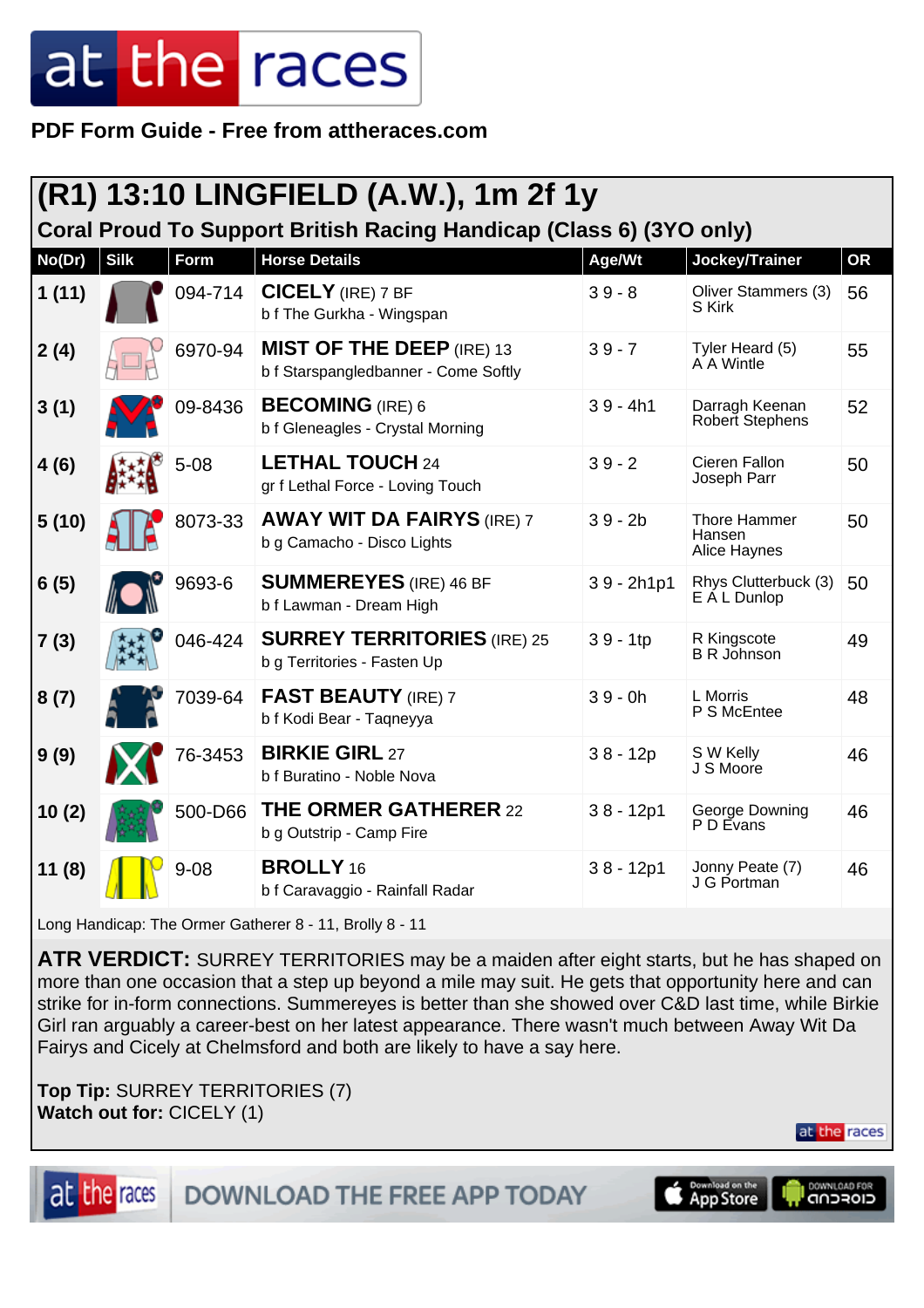PDF Form Guide - Free from attheraces.com

## (R1) 13:10 LINGFIELD (A.W.), 1m 2f 1y

### Coral Proud To Support British Racing Handicap (Class 6) (3YO only)

| No(Dr) | Silk | Form | Horse Details | Age/Wt | Jockey/Trainer | OR |
|---|---|---|---|---|---|---|
| 1 (11) | | 094-714 | **CICELY** (IRE) 7 BF<br>b f The Gurkha - Wingspan | 3 9 - 8 | Oliver Stammers (3)<br>S Kirk | 56 |
| 2 (4) | | 6970-94 | **MIST OF THE DEEP** (IRE) 13<br>b f Starspangledbanner - Come Softly | 3 9 - 7 | Tyler Heard (5)<br>A A Wintle | 55 |
| 3 (1) | | 09-8436 | **BECOMING** (IRE) 6<br>b f Gleneagles - Crystal Morning | 3 9 - 4h1 | Darragh Keenan<br>Robert Stephens | 52 |
| 4 (6) | | 5-08 | **LETHAL TOUCH** 24<br>gr f Lethal Force - Loving Touch | 3 9 - 2 | Cieren Fallon<br>Joseph Parr | 50 |
| 5 (10) | | 8073-33 | **AWAY WIT DA FAIRYS** (IRE) 7<br>b g Camacho - Disco Lights | 3 9 - 2b | Thore Hammer Hansen<br>Alice Haynes | 50 |
| 6 (5) | | 9693-6 | **SUMMEREYES** (IRE) 46 BF<br>b f Lawman - Dream High | 3 9 - 2h1p1 | Rhys Clutterbuck (3)<br>E A L Dunlop | 50 |
| 7 (3) | | 046-424 | **SURREY TERRITORIES** (IRE) 25<br>b g Territories - Fasten Up | 3 9 - 1tp | R Kingscote<br>B R Johnson | 49 |
| 8 (7) | | 7039-64 | **FAST BEAUTY** (IRE) 7<br>b f Kodi Bear - Taqneyya | 3 9 - 0h | L Morris<br>P S McEntee | 48 |
| 9 (9) | | 76-3453 | **BIRKIE GIRL** 27<br>b f Buratino - Noble Nova | 3 8 - 12p | S W Kelly<br>J S Moore | 46 |
| 10 (2) | | 500-D66 | **THE ORMER GATHERER** 22<br>b g Outstrip - Camp Fire | 3 8 - 12p1 | George Downing<br>P D Evans | 46 |
| 11 (8) | | 9-08 | **BROLLY** 16<br>b f Caravaggio - Rainfall Radar | 3 8 - 12p1 | Jonny Peate (7)<br>J G Portman | 46 |

Long Handicap: The Ormer Gatherer 8 - 11, Brolly 8 - 11

**ATR VERDICT:** SURREY TERRITORIES may be a maiden after eight starts, but he has shaped on more than one occasion that a step up beyond a mile may suit. He gets that opportunity here and can strike for in-form connections. Summereyes is better than she showed over C&D last time, while Birkie Girl ran arguably a career-best on her latest appearance. There wasn't much between Away Wit Da Fairys and Cicely at Chelmsford and both are likely to have a say here.

**Top Tip:** SURREY TERRITORIES (7)
**Watch out for:** CICELY (1)

DOWNLOAD THE FREE APP TODAY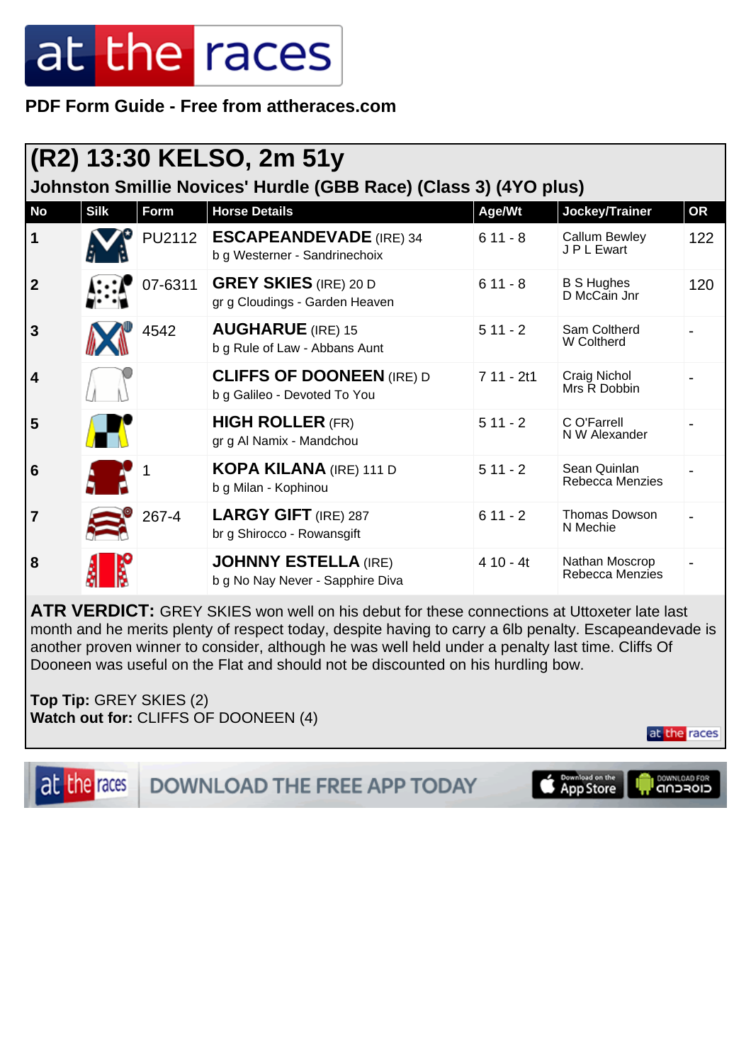PDF Form Guide - Free from attheraces.com

# (R2) 13:30 KELSO, 2m 51y

### Johnston Smillie Novices' Hurdle (GBB Race) (Class 3) (4YO plus)

| No | Silk | Form | Horse Details | Age/Wt | Jockey/Trainer | OR |
|---|---|---|---|---|---|---|
| 1 | | PU2112 | **ESCAPEANDEVADE** (IRE) 34<br>b g Westerner - Sandrinechoix | 6 11 - 8 | Callum Bewley<br>J P L Ewart | 122 |
| 2 | | 07-6311 | **GREY SKIES** (IRE) 20 D<br>gr g Cloudings - Garden Heaven | 6 11 - 8 | B S Hughes<br>D McCain Jnr | 120 |
| 3 | | 4542 | **AUGHARUE** (IRE) 15<br>b g Rule of Law - Abbans Aunt | 5 11 - 2 | Sam Coltherd<br>W Coltherd | - |
| 4 | | | **CLIFFS OF DOONEEN** (IRE) D<br>b g Galileo - Devoted To You | 7 11 - 2t1 | Craig Nichol<br>Mrs R Dobbin | - |
| 5 | | | **HIGH ROLLER** (FR)<br>gr g Al Namix - Mandchou | 5 11 - 2 | C O'Farrell<br>N W Alexander | - |
| 6 | | 1 | **KOPA KILANA** (IRE) 111 D<br>b g Milan - Kophinou | 5 11 - 2 | Sean Quinlan<br>Rebecca Menzies | - |
| 7 | | 267-4 | **LARGY GIFT** (IRE) 287<br>br g Shirocco - Rowansgift | 6 11 - 2 | Thomas Dowson<br>N Mechie | - |
| 8 | | | **JOHNNY ESTELLA** (IRE)<br>b g No Nay Never - Sapphire Diva | 4 10 - 4t | Nathan Moscrop<br>Rebecca Menzies | - |

**ATR VERDICT:** GREY SKIES won well on his debut for these connections at Uttoxeter late last month and he merits plenty of respect today, despite having to carry a 6lb penalty. Escapeandevade is another proven winner to consider, although he was well held under a penalty last time. Cliffs Of Dooneen was useful on the Flat and should not be discounted on his hurdling bow.

**Top Tip:** GREY SKIES (2)
**Watch out for:** CLIFFS OF DOONEEN (4)

DOWNLOAD THE FREE APP TODAY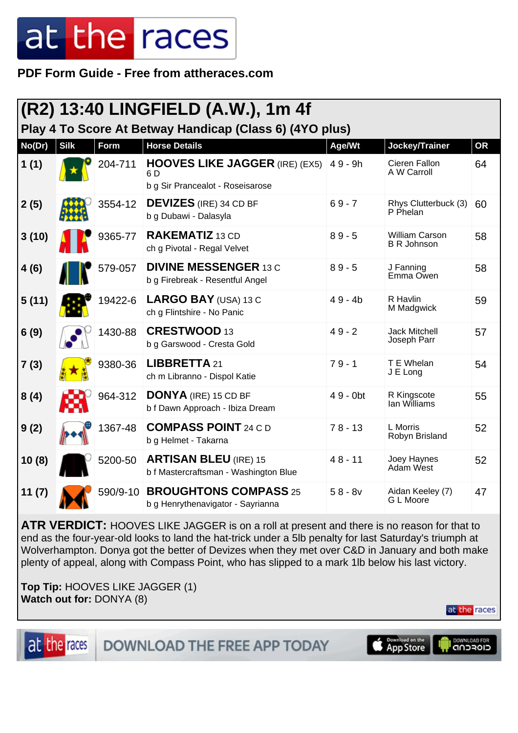**PDF Form Guide - Free from attheraces.com**

# (R2) 13:40 LINGFIELD (A.W.), 1m 4f

## Play 4 To Score At Betway Handicap (Class 6) (4YO plus)

| No(Dr) | Silk | Form | Horse Details | Age/Wt | Jockey/Trainer | OR |
|---|---|---|---|---|---|---|
| 1 (1) | | 204-711 | **HOOVES LIKE JAGGER** (IRE) (EX5) 6 D<br>b g Sir Prancealot - Roseisarose | 4 9 - 9h | Cieren Fallon<br>A W Carroll | 64 |
| 2 (5) | | 3554-12 | **DEVIZES** (IRE) 34 CD BF<br>b g Dubawi - Dalasyla | 6 9 - 7 | Rhys Clutterbuck (3)<br>P Phelan | 60 |
| 3 (10) | | 9365-77 | **RAKEMATIZ** 13 CD<br>ch g Pivotal - Regal Velvet | 8 9 - 5 | William Carson<br>B R Johnson | 58 |
| 4 (6) | | 579-057 | **DIVINE MESSENGER** 13 C<br>b g Firebreak - Resentful Angel | 8 9 - 5 | J Fanning<br>Emma Owen | 58 |
| 5 (11) | | 19422-6 | **LARGO BAY** (USA) 13 C<br>ch g Flintshire - No Panic | 4 9 - 4b | R Havlin<br>M Madgwick | 59 |
| 6 (9) | | 1430-88 | **CRESTWOOD** 13<br>b g Garswood - Cresta Gold | 4 9 - 2 | Jack Mitchell<br>Joseph Parr | 57 |
| 7 (3) | | 9380-36 | **LIBBRETTA** 21<br>ch m Libranno - Dispol Katie | 7 9 - 1 | T E Whelan<br>J E Long | 54 |
| 8 (4) | | 964-312 | **DONYA** (IRE) 15 CD BF<br>b f Dawn Approach - Ibiza Dream | 4 9 - 0bt | R Kingscote<br>Ian Williams | 55 |
| 9 (2) | | 1367-48 | **COMPASS POINT** 24 C D<br>b g Helmet - Takarna | 7 8 - 13 | L Morris<br>Robyn Brisland | 52 |
| 10 (8) | | 5200-50 | **ARTISAN BLEU** (IRE) 15<br>b f Mastercraftsman - Washington Blue | 4 8 - 11 | Joey Haynes<br>Adam West | 52 |
| 11 (7) | | 590/9-10 | **BROUGHTONS COMPASS** 25<br>b g Henrythenavigator - Sayrianna | 5 8 - 8v | Aidan Keeley (7)<br>G L Moore | 47 |

**ATR VERDICT:** HOOVES LIKE JAGGER is on a roll at present and there is no reason for that to end as the four-year-old looks to land the hat-trick under a 5lb penalty for last Saturday's triumph at Wolverhampton. Donya got the better of Devizes when they met over C&D in January and both make plenty of appeal, along with Compass Point, who has slipped to a mark 1lb below his last victory.

**Top Tip:** HOOVES LIKE JAGGER (1)
**Watch out for:** DONYA (8)

DOWNLOAD THE FREE APP TODAY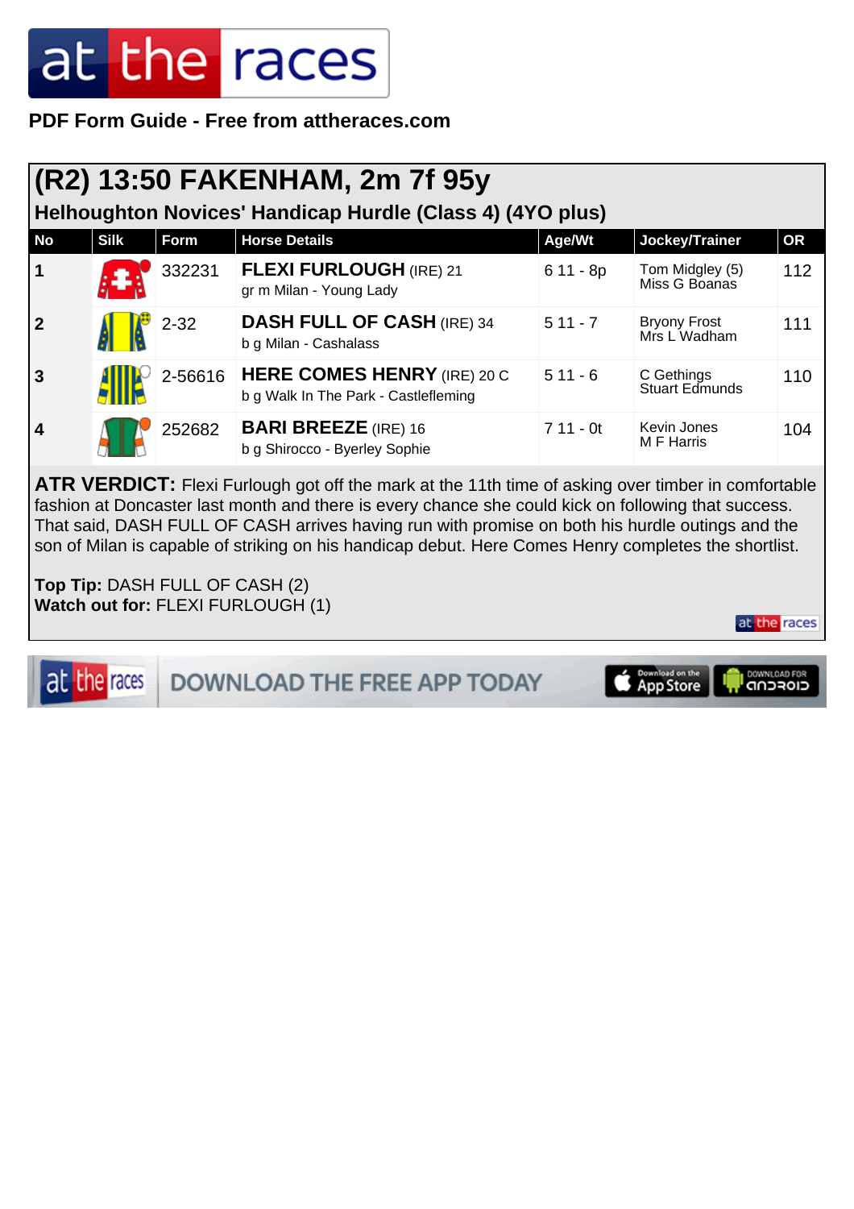PDF Form Guide - Free from attheraces.com

## (R2) 13:50 FAKENHAM, 2m 7f 95y

### Helhoughton Novices' Handicap Hurdle (Class 4) (4YO plus)

| No | Silk | Form | Horse Details | Age/Wt | Jockey/Trainer | OR |
|---|---|---|---|---|---|---|
| 1 | | 332231 | **FLEXI FURLOUGH** (IRE) 21<br>gr m Milan - Young Lady | 6 11 - 8p | Tom Midgley (5)<br>Miss G Boanas | 112 |
| 2 | | 2-32 | **DASH FULL OF CASH** (IRE) 34<br>b g Milan - Cashalass | 5 11 - 7 | Bryony Frost<br>Mrs L Wadham | 111 |
| 3 | | 2-56616 | **HERE COMES HENRY** (IRE) 20 C<br>b g Walk In The Park - Castlefleming | 5 11 - 6 | C Gethings<br>Stuart Edmunds | 110 |
| 4 | | 252682 | **BARI BREEZE** (IRE) 16<br>b g Shirocco - Byerley Sophie | 7 11 - 0t | Kevin Jones<br>M F Harris | 104 |

**ATR VERDICT:** Flexi Furlough got off the mark at the 11th time of asking over timber in comfortable fashion at Doncaster last month and there is every chance she could kick on following that success. That said, DASH FULL OF CASH arrives having run with promise on both his hurdle outings and the son of Milan is capable of striking on his handicap debut. Here Comes Henry completes the shortlist.

**Top Tip:** DASH FULL OF CASH (2)
**Watch out for:** FLEXI FURLOUGH (1)

DOWNLOAD THE FREE APP TODAY